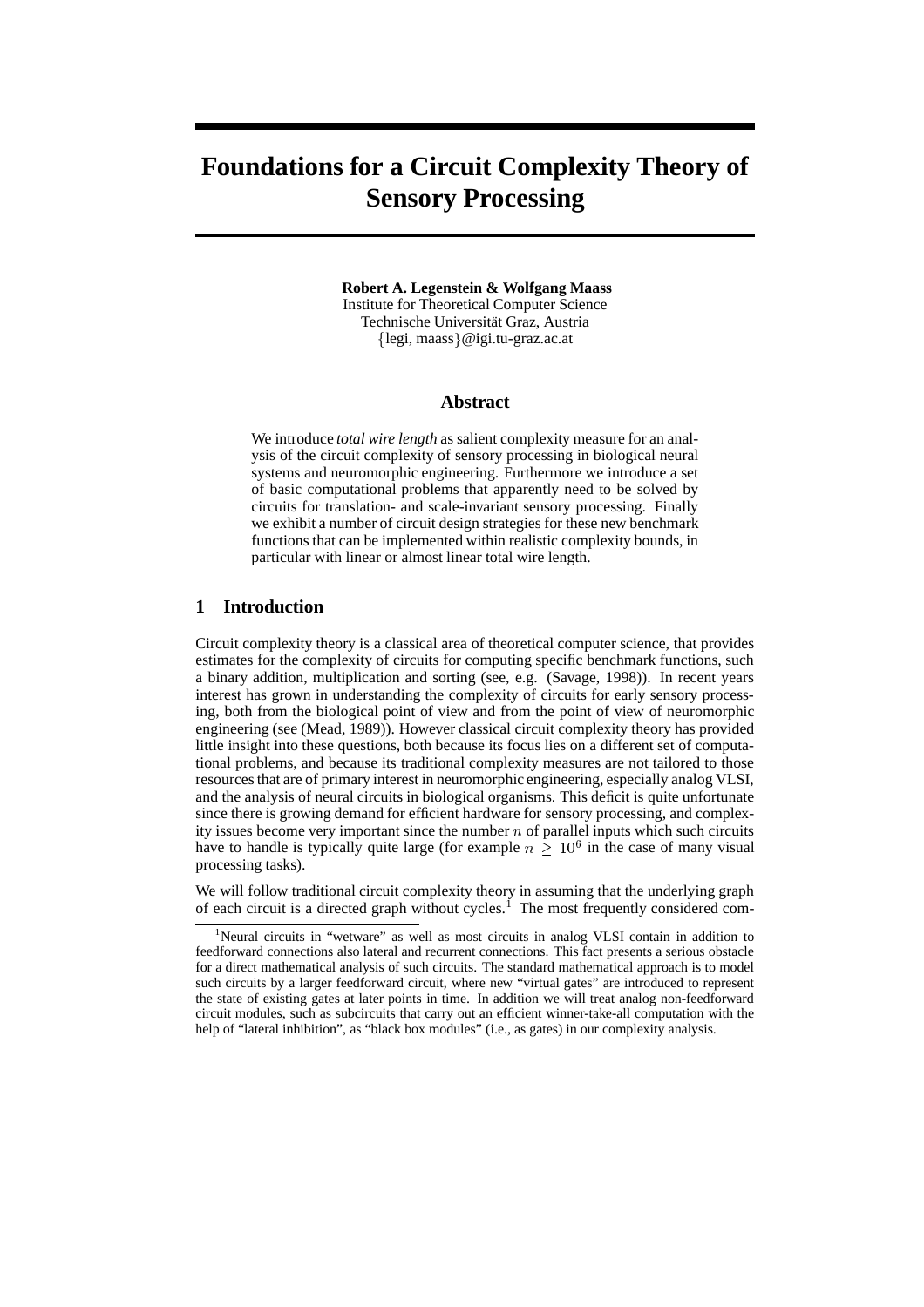# Foundations for a Circuit Complexity Theory of Sensory Processing

**Robert A. Legenstein & Wolfgang Maass**
Institute for Theoretical Computer Science
Technische Universität Graz, Austria
{legi, maass}@igi.tu-graz.ac.at

## Abstract

We introduce *total wire length* as salient complexity measure for an analysis of the circuit complexity of sensory processing in biological neural systems and neuromorphic engineering. Furthermore we introduce a set of basic computational problems that apparently need to be solved by circuits for translation- and scale-invariant sensory processing. Finally we exhibit a number of circuit design strategies for these new benchmark functions that can be implemented within realistic complexity bounds, in particular with linear or almost linear total wire length.

## 1 Introduction

Circuit complexity theory is a classical area of theoretical computer science, that provides estimates for the complexity of circuits for computing specific benchmark functions, such a binary addition, multiplication and sorting (see, e.g. (Savage, 1998)). In recent years interest has grown in understanding the complexity of circuits for early sensory processing, both from the biological point of view and from the point of view of neuromorphic engineering (see (Mead, 1989)). However classical circuit complexity theory has provided little insight into these questions, both because its focus lies on a different set of computational problems, and because its traditional complexity measures are not tailored to those resources that are of primary interest in neuromorphic engineering, especially analog VLSI, and the analysis of neural circuits in biological organisms. This deficit is quite unfortunate since there is growing demand for efficient hardware for sensory processing, and complexity issues become very important since the number $n$ of parallel inputs which such circuits have to handle is typically quite large (for example $n \geq 10^6$ in the case of many visual processing tasks).

We will follow traditional circuit complexity theory in assuming that the underlying graph of each circuit is a directed graph without cycles.[1] The most frequently considered com-

[1] Neural circuits in "wetware" as well as most circuits in analog VLSI contain in addition to feedforward connections also lateral and recurrent connections. This fact presents a serious obstacle for a direct mathematical analysis of such circuits. The standard mathematical approach is to model such circuits by a larger feedforward circuit, where new "virtual gates" are introduced to represent the state of existing gates at later points in time. In addition we will treat analog non-feedforward circuit modules, such as subcircuits that carry out an efficient winner-take-all computation with the help of "lateral inhibition", as "black box modules" (i.e., as gates) in our complexity analysis.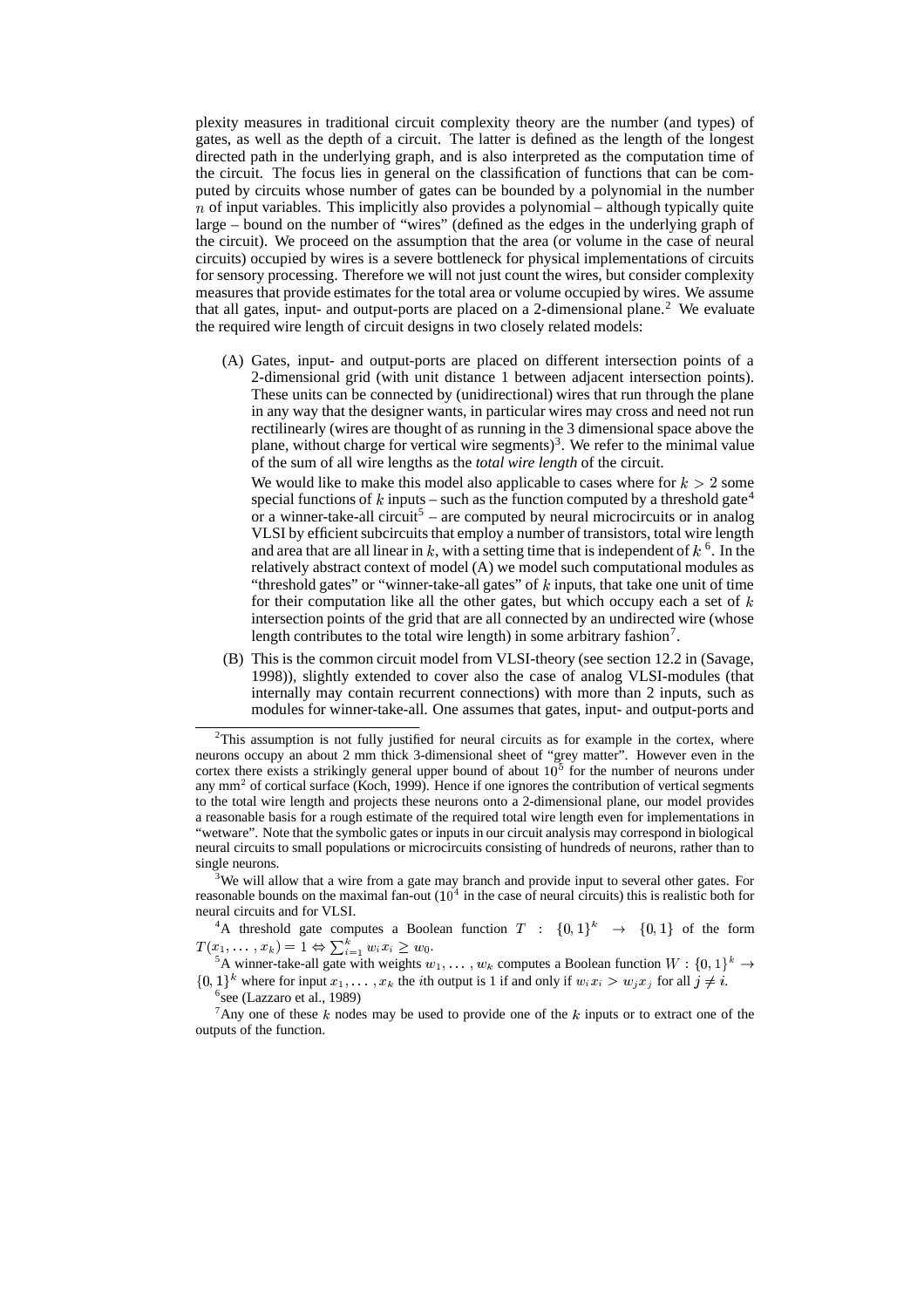plexity measures in traditional circuit complexity theory are the number (and types) of gates, as well as the depth of a circuit. The latter is defined as the length of the longest directed path in the underlying graph, and is also interpreted as the computation time of the circuit. The focus lies in general on the classification of functions that can be computed by circuits whose number of gates can be bounded by a polynomial in the number $n$ of input variables. This implicitly also provides a polynomial – although typically quite large – bound on the number of "wires" (defined as the edges in the underlying graph of the circuit). We proceed on the assumption that the area (or volume in the case of neural circuits) occupied by wires is a severe bottleneck for physical implementations of circuits for sensory processing. Therefore we will not just count the wires, but consider complexity measures that provide estimates for the total area or volume occupied by wires. We assume that all gates, input- and output-ports are placed on a 2-dimensional plane.[2] We evaluate the required wire length of circuit designs in two closely related models:

(A) Gates, input- and output-ports are placed on different intersection points of a 2-dimensional grid (with unit distance 1 between adjacent intersection points). These units can be connected by (unidirectional) wires that run through the plane in any way that the designer wants, in particular wires may cross and need not run rectilinearly (wires are thought of as running in the 3 dimensional space above the plane, without charge for vertical wire segments)[3]. We refer to the minimal value of the sum of all wire lengths as the *total wire length* of the circuit.

We would like to make this model also applicable to cases where for $k > 2$ some special functions of $k$ inputs – such as the function computed by a threshold gate[4] or a winner-take-all circuit[5] – are computed by neural microcircuits or in analog VLSI by efficient subcircuits that employ a number of transistors, total wire length and area that are all linear in $k$, with a setting time that is independent of $k$ [6]. In the relatively abstract context of model (A) we model such computational modules as "threshold gates" or "winner-take-all gates" of $k$ inputs, that take one unit of time for their computation like all the other gates, but which occupy each a set of $k$ intersection points of the grid that are all connected by an undirected wire (whose length contributes to the total wire length) in some arbitrary fashion[7].

(B) This is the common circuit model from VLSI-theory (see section 12.2 in (Savage, 1998)), slightly extended to cover also the case of analog VLSI-modules (that internally may contain recurrent connections) with more than 2 inputs, such as modules for winner-take-all. One assumes that gates, input- and output-ports and

---

[2] This assumption is not fully justified for neural circuits as for example in the cortex, where neurons occupy an about 2 mm thick 3-dimensional sheet of "grey matter". However even in the cortex there exists a strikingly general upper bound of about $10^5$ for the number of neurons under any mm$^2$ of cortical surface (Koch, 1999). Hence if one ignores the contribution of vertical segments to the total wire length and projects these neurons onto a 2-dimensional plane, our model provides a reasonable basis for a rough estimate of the required total wire length even for implementations in "wetware". Note that the symbolic gates or inputs in our circuit analysis may correspond in biological neural circuits to small populations or microcircuits consisting of hundreds of neurons, rather than to single neurons.

[3] We will allow that a wire from a gate may branch and provide input to several other gates. For reasonable bounds on the maximal fan-out ($10^4$ in the case of neural circuits) this is realistic both for neural circuits and for VLSI.

[4] A threshold gate computes a Boolean function $T : \{0,1\}^k \rightarrow \{0,1\}$ of the form $T(x_1, \ldots, x_k) = 1 \Leftrightarrow \sum_{i=1}^{k} w_i x_i \geq w_0$.

[5] A winner-take-all gate with weights $w_1, \ldots, w_k$ computes a Boolean function $W : \{0,1\}^k \rightarrow \{0,1\}^k$ where for input $x_1, \ldots, x_k$ the $i$th output is 1 if and only if $w_i x_i > w_j x_j$ for all $j \neq i$.

[6] see (Lazzaro et al., 1989)

[7] Any one of these $k$ nodes may be used to provide one of the $k$ inputs or to extract one of the outputs of the function.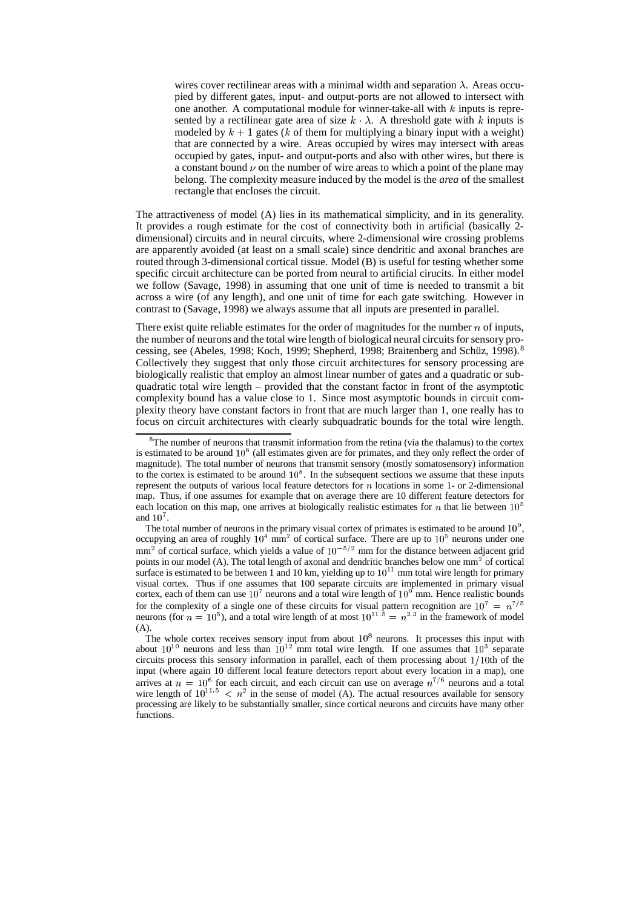wires cover rectilinear areas with a minimal width and separation $\lambda$. Areas occupied by different gates, input- and output-ports are not allowed to intersect with one another. A computational module for winner-take-all with $k$ inputs is represented by a rectilinear gate area of size $k \cdot \lambda$. A threshold gate with $k$ inputs is modeled by $k+1$ gates ($k$ of them for multiplying a binary input with a weight) that are connected by a wire. Areas occupied by wires may intersect with areas occupied by gates, input- and output-ports and also with other wires, but there is a constant bound $\nu$ on the number of wire areas to which a point of the plane may belong. The complexity measure induced by the model is the *area* of the smallest rectangle that encloses the circuit.

The attractiveness of model (A) lies in its mathematical simplicity, and in its generality. It provides a rough estimate for the cost of connectivity both in artificial (basically 2-dimensional) circuits and in neural circuits, where 2-dimensional wire crossing problems are apparently avoided (at least on a small scale) since dendritic and axonal branches are routed through 3-dimensional cortical tissue. Model (B) is useful for testing whether some specific circuit architecture can be ported from neural to artificial cirucits. In either model we follow (Savage, 1998) in assuming that one unit of time is needed to transmit a bit across a wire (of any length), and one unit of time for each gate switching. However in contrast to (Savage, 1998) we always assume that all inputs are presented in parallel.

There exist quite reliable estimates for the order of magnitudes for the number $n$ of inputs, the number of neurons and the total wire length of biological neural circuits for sensory processing, see (Abeles, 1998; Koch, 1999; Shepherd, 1998; Braitenberg and Schüz, 1998).[8] Collectively they suggest that only those circuit architectures for sensory processing are biologically realistic that employ an almost linear number of gates and a quadratic or subquadratic total wire length – provided that the constant factor in front of the asymptotic complexity bound has a value close to 1. Since most asymptotic bounds in circuit complexity theory have constant factors in front that are much larger than 1, one really has to focus on circuit architectures with clearly subquadratic bounds for the total wire length.

[8] The number of neurons that transmit information from the retina (via the thalamus) to the cortex is estimated to be around $10^6$ (all estimates given are for primates, and they only reflect the order of magnitude). The total number of neurons that transmit sensory (mostly somatosensory) information to the cortex is estimated to be around $10^8$. In the subsequent sections we assume that these inputs represent the outputs of various local feature detectors for $n$ locations in some 1- or 2-dimensional map. Thus, if one assumes for example that on average there are 10 different feature detectors for each location on this map, one arrives at biologically realistic estimates for $n$ that lie between $10^5$ and $10^7$.

The total number of neurons in the primary visual cortex of primates is estimated to be around $10^9$, occupying an area of roughly $10^4$ mm$^2$ of cortical surface. There are up to $10^5$ neurons under one mm$^2$ of cortical surface, which yields a value of $10^{-5/2}$ mm for the distance between adjacent grid points in our model (A). The total length of axonal and dendritic branches below one mm$^2$ of cortical surface is estimated to be between 1 and 10 km, yielding up to $10^{11}$ mm total wire length for primary visual cortex. Thus if one assumes that 100 separate circuits are implemented in primary visual cortex, each of them can use $10^7$ neurons and a total wire length of $10^9$ mm. Hence realistic bounds for the complexity of a single one of these circuits for visual pattern recognition are $10^7 = n^{7/5}$ neurons (for $n = 10^5$), and a total wire length of at most $10^{11.5} = n^{2.3}$ in the framework of model (A).

The whole cortex receives sensory input from about $10^8$ neurons. It processes this input with about $10^{10}$ neurons and less than $10^{12}$ mm total wire length. If one assumes that $10^3$ separate circuits process this sensory information in parallel, each of them processing about $1/10$th of the input (where again 10 different local feature detectors report about every location in a map), one arrives at $n = 10^6$ for each circuit, and each circuit can use on average $n^{7/6}$ neurons and a total wire length of $10^{11.5} < n^2$ in the sense of model (A). The actual resources available for sensory processing are likely to be substantially smaller, since cortical neurons and circuits have many other functions.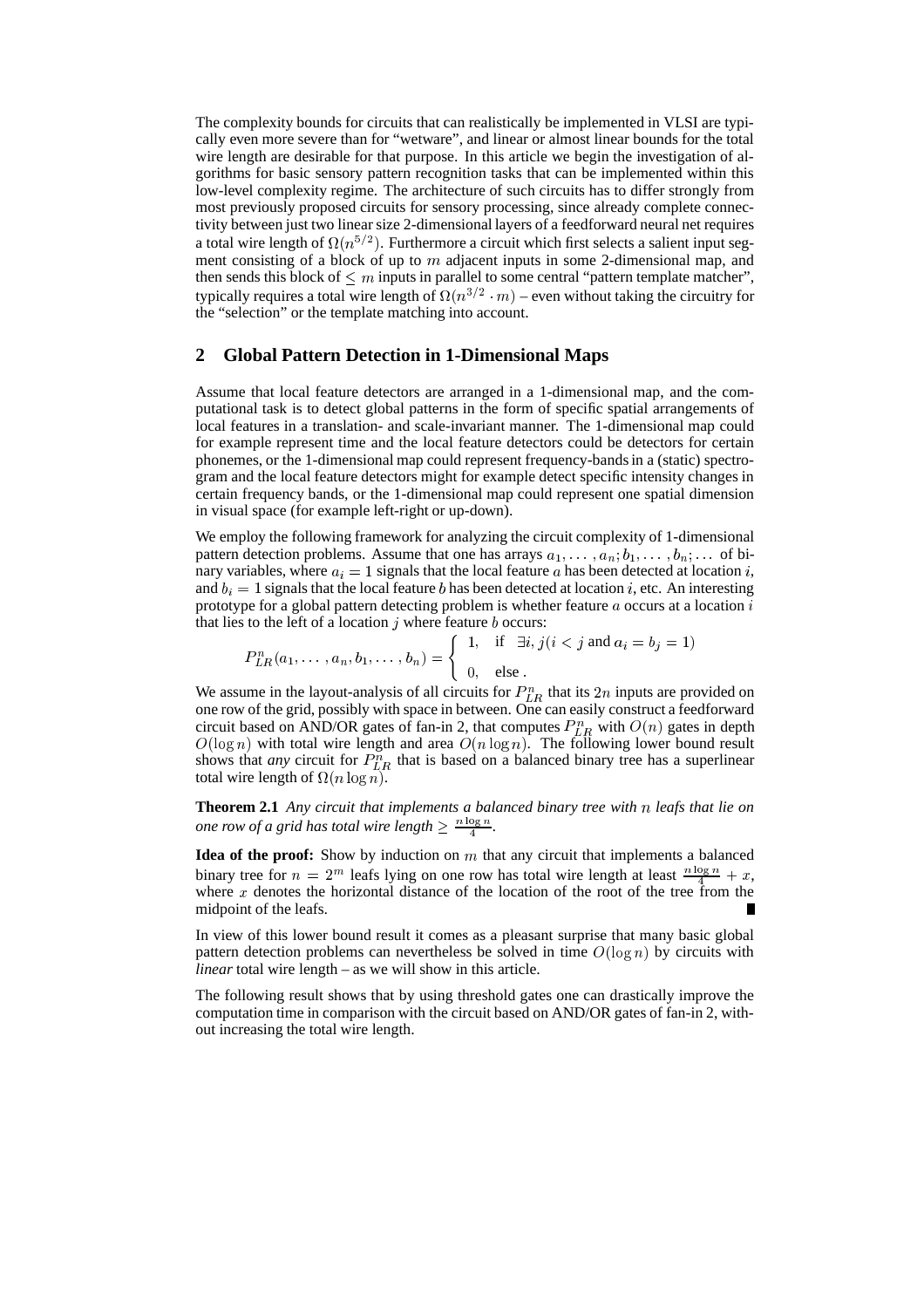The complexity bounds for circuits that can realistically be implemented in VLSI are typically even more severe than for "wetware", and linear or almost linear bounds for the total wire length are desirable for that purpose. In this article we begin the investigation of algorithms for basic sensory pattern recognition tasks that can be implemented within this low-level complexity regime. The architecture of such circuits has to differ strongly from most previously proposed circuits for sensory processing, since already complete connectivity between just two linear size 2-dimensional layers of a feedforward neural net requires a total wire length of $\Omega(n^{5/2})$. Furthermore a circuit which first selects a salient input segment consisting of a block of up to $m$ adjacent inputs in some 2-dimensional map, and then sends this block of $\leq m$ inputs in parallel to some central "pattern template matcher", typically requires a total wire length of $\Omega(n^{3/2} \cdot m)$ – even without taking the circuitry for the "selection" or the template matching into account.

## 2 Global Pattern Detection in 1-Dimensional Maps

Assume that local feature detectors are arranged in a 1-dimensional map, and the computational task is to detect global patterns in the form of specific spatial arrangements of local features in a translation- and scale-invariant manner. The 1-dimensional map could for example represent time and the local feature detectors could be detectors for certain phonemes, or the 1-dimensional map could represent frequency-bands in a (static) spectrogram and the local feature detectors might for example detect specific intensity changes in certain frequency bands, or the 1-dimensional map could represent one spatial dimension in visual space (for example left-right or up-down).

We employ the following framework for analyzing the circuit complexity of 1-dimensional pattern detection problems. Assume that one has arrays $a_1, \ldots, a_n; b_1, \ldots, b_n; \ldots$ of binary variables, where $a_i = 1$ signals that the local feature $a$ has been detected at location $i$, and $b_i = 1$ signals that the local feature $b$ has been detected at location $i$, etc. An interesting prototype for a global pattern detecting problem is whether feature $a$ occurs at a location $i$ that lies to the left of a location $j$ where feature $b$ occurs:

$$P_{LR}^n(a_1, \ldots, a_n, b_1, \ldots, b_n) = \begin{cases} 1, & \text{if } \exists i, j (i < j \text{ and } a_i = b_j = 1) \\ 0, & \text{else .} \end{cases}$$

We assume in the layout-analysis of all circuits for $P_{LR}^n$ that its $2n$ inputs are provided on one row of the grid, possibly with space in between. One can easily construct a feedforward circuit based on AND/OR gates of fan-in 2, that computes $P_{LR}^n$ with $O(n)$ gates in depth $O(\log n)$ with total wire length and area $O(n \log n)$. The following lower bound result shows that *any* circuit for $P_{LR}^n$ that is based on a balanced binary tree has a superlinear total wire length of $\Omega(n \log n)$.

**Theorem 2.1** *Any circuit that implements a balanced binary tree with $n$ leafs that lie on one row of a grid has total wire length $\geq \frac{n \log n}{4}$.*

**Idea of the proof:** Show by induction on $m$ that any circuit that implements a balanced binary tree for $n = 2^m$ leafs lying on one row has total wire length at least $\frac{n \log n}{4} + x$, where $x$ denotes the horizontal distance of the location of the root of the tree from the midpoint of the leafs. ∎

In view of this lower bound result it comes as a pleasant surprise that many basic global pattern detection problems can nevertheless be solved in time $O(\log n)$ by circuits with *linear* total wire length – as we will show in this article.

The following result shows that by using threshold gates one can drastically improve the computation time in comparison with the circuit based on AND/OR gates of fan-in 2, without increasing the total wire length.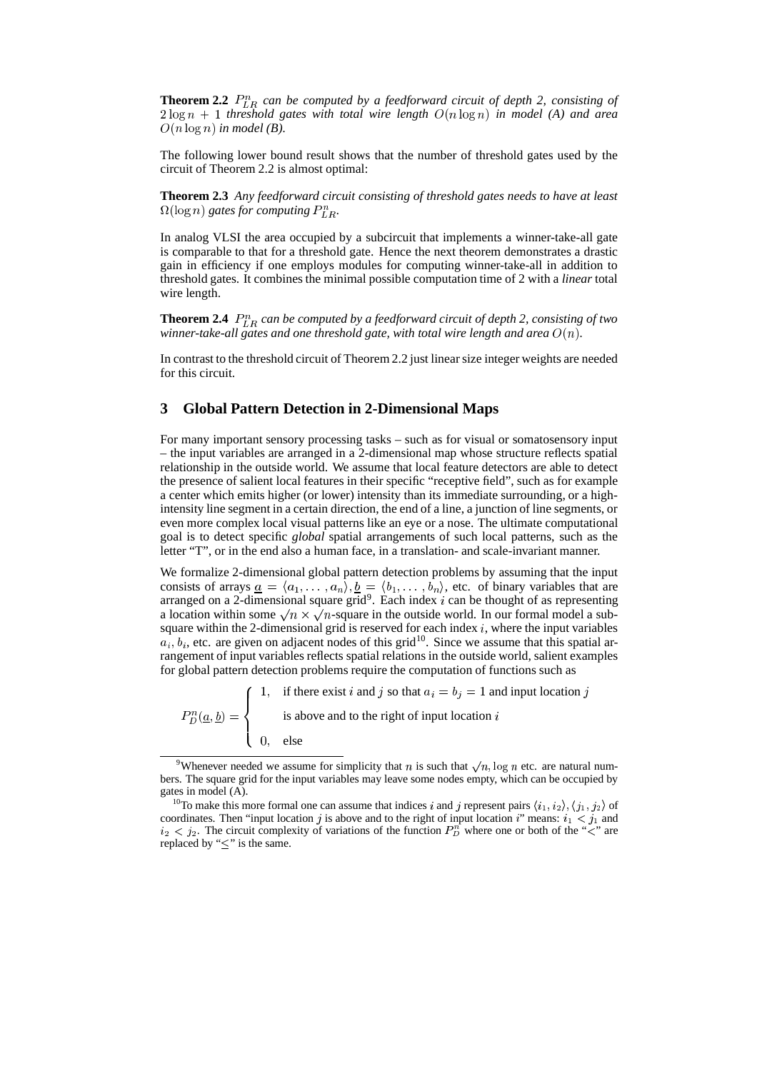**Theorem 2.2** *$P^n_{LR}$ can be computed by a feedforward circuit of depth 2, consisting of $2\log n + 1$ threshold gates with total wire length $O(n \log n)$ in model (A) and area $O(n \log n)$ in model (B).*

The following lower bound result shows that the number of threshold gates used by the circuit of Theorem 2.2 is almost optimal:

**Theorem 2.3** *Any feedforward circuit consisting of threshold gates needs to have at least $\Omega(\log n)$ gates for computing $P^n_{LR}$.*

In analog VLSI the area occupied by a subcircuit that implements a winner-take-all gate is comparable to that for a threshold gate. Hence the next theorem demonstrates a drastic gain in efficiency if one employs modules for computing winner-take-all in addition to threshold gates. It combines the minimal possible computation time of 2 with a *linear* total wire length.

**Theorem 2.4** *$P^n_{LR}$ can be computed by a feedforward circuit of depth 2, consisting of two winner-take-all gates and one threshold gate, with total wire length and area $O(n)$.*

In contrast to the threshold circuit of Theorem 2.2 just linear size integer weights are needed for this circuit.

## 3 Global Pattern Detection in 2-Dimensional Maps

For many important sensory processing tasks – such as for visual or somatosensory input – the input variables are arranged in a 2-dimensional map whose structure reflects spatial relationship in the outside world. We assume that local feature detectors are able to detect the presence of salient local features in their specific "receptive field", such as for example a center which emits higher (or lower) intensity than its immediate surrounding, or a high-intensity line segment in a certain direction, the end of a line, a junction of line segments, or even more complex local visual patterns like an eye or a nose. The ultimate computational goal is to detect specific *global* spatial arrangements of such local patterns, such as the letter "T", or in the end also a human face, in a translation- and scale-invariant manner.

We formalize 2-dimensional global pattern detection problems by assuming that the input consists of arrays $\underline{a} = \langle a_1, \ldots, a_n \rangle, \underline{b} = \langle b_1, \ldots, b_n \rangle$, etc. of binary variables that are arranged on a 2-dimensional square grid[9]. Each index $i$ can be thought of as representing a location within some $\sqrt{n} \times \sqrt{n}$-square in the outside world. In our formal model a sub-square within the 2-dimensional grid is reserved for each index $i$, where the input variables $a_i, b_i$, etc. are given on adjacent nodes of this grid[10]. Since we assume that this spatial arrangement of input variables reflects spatial relations in the outside world, salient examples for global pattern detection problems require the computation of functions such as

$$P^n_D(\underline{a}, \underline{b}) = \begin{cases} 1, & \text{if there exist } i \text{ and } j \text{ so that } a_i = b_j = 1 \text{ and input location } j \\ & \text{is above and to the right of input location } i \\ 0, & \text{else} \end{cases}$$

---

[9] Whenever needed we assume for simplicity that $n$ is such that $\sqrt{n}, \log n$ etc. are natural numbers. The square grid for the input variables may leave some nodes empty, which can be occupied by gates in model (A).

[10] To make this more formal one can assume that indices $i$ and $j$ represent pairs $\langle i_1, i_2 \rangle, \langle j_1, j_2 \rangle$ of coordinates. Then "input location $j$ is above and to the right of input location $i$" means: $i_1 < j_1$ and $i_2 < j_2$. The circuit complexity of variations of the function $P^n_D$ where one or both of the "$<$" are replaced by "$\leq$" is the same.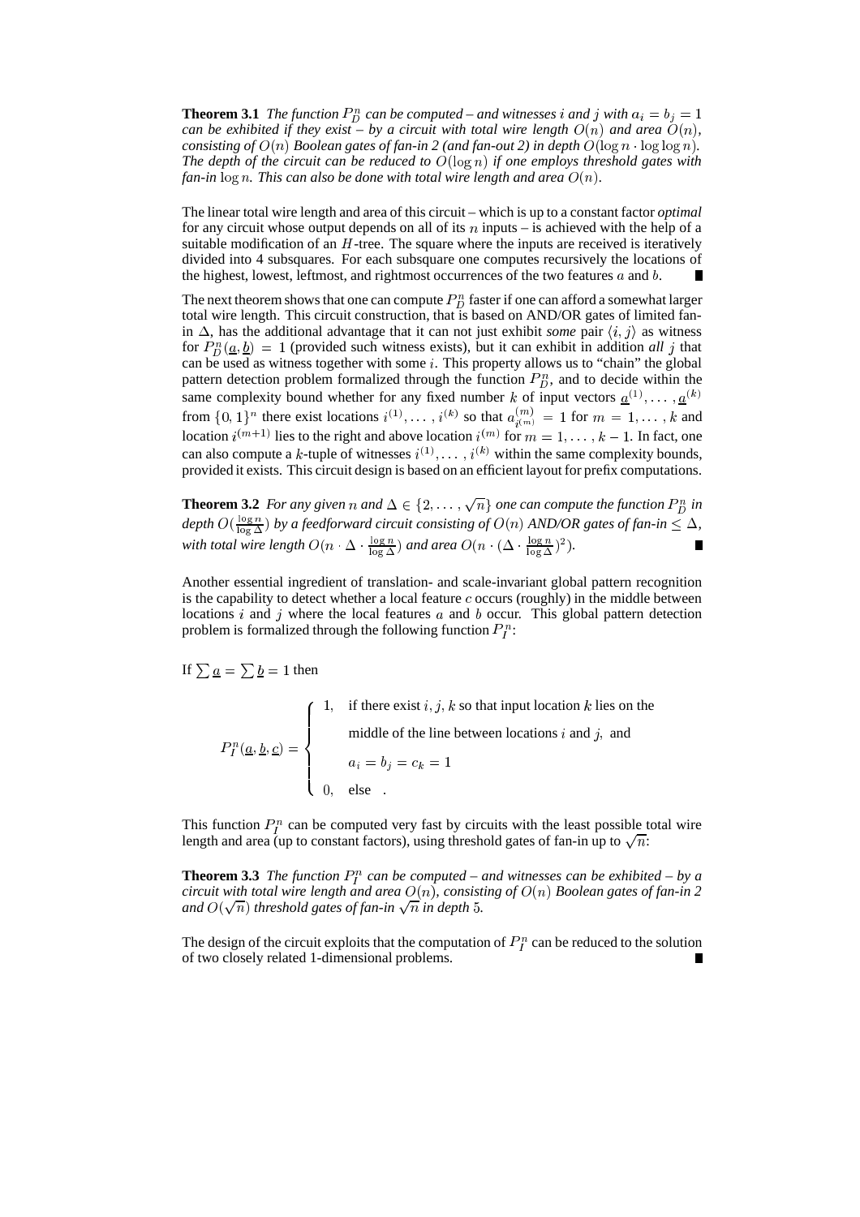**Theorem 3.1** *The function $P_D^n$ can be computed – and witnesses $i$ and $j$ with $a_i = b_j = 1$ can be exhibited if they exist – by a circuit with total wire length $O(n)$ and area $O(n)$, consisting of $O(n)$ Boolean gates of fan-in 2 (and fan-out 2) in depth $O(\log n \cdot \log\log n)$. The depth of the circuit can be reduced to $O(\log n)$ if one employs threshold gates with fan-in $\log n$. This can also be done with total wire length and area $O(n)$.*

The linear total wire length and area of this circuit – which is up to a constant factor *optimal* for any circuit whose output depends on all of its $n$ inputs – is achieved with the help of a suitable modification of an $H$-tree. The square where the inputs are received is iteratively divided into 4 subsquares. For each subsquare one computes recursively the locations of the highest, lowest, leftmost, and rightmost occurrences of the two features $a$ and $b$. ∎

The next theorem shows that one can compute $P_D^n$ faster if one can afford a somewhat larger total wire length. This circuit construction, that is based on AND/OR gates of limited fan-in $\Delta$, has the additional advantage that it can not just exhibit *some* pair $\langle i, j\rangle$ as witness for $P_D^n(\underline{a}, \underline{b}) = 1$ (provided such witness exists), but it can exhibit in addition *all* $j$ that can be used as witness together with some $i$. This property allows us to "chain" the global pattern detection problem formalized through the function $P_D^n$, and to decide within the same complexity bound whether for any fixed number $k$ of input vectors $\underline{a}^{(1)}, \ldots, \underline{a}^{(k)}$ from $\{0,1\}^n$ there exist locations $i^{(1)}, \ldots, i^{(k)}$ so that $a_{i^{(m)}}^{(m)} = 1$ for $m = 1, \ldots, k$ and location $i^{(m+1)}$ lies to the right and above location $i^{(m)}$ for $m = 1, \ldots, k-1$. In fact, one can also compute a $k$-tuple of witnesses $i^{(1)}, \ldots, i^{(k)}$ within the same complexity bounds, provided it exists. This circuit design is based on an efficient layout for prefix computations.

**Theorem 3.2** *For any given $n$ and $\Delta \in \{2, \ldots, \sqrt{n}\}$ one can compute the function $P_D^n$ in depth $O(\frac{\log n}{\log \Delta})$ by a feedforward circuit consisting of $O(n)$ AND/OR gates of fan-in $\leq \Delta$, with total wire length $O(n \cdot \Delta \cdot \frac{\log n}{\log \Delta})$ and area $O(n \cdot (\Delta \cdot \frac{\log n}{\log \Delta})^2)$.* ∎

Another essential ingredient of translation- and scale-invariant global pattern recognition is the capability to detect whether a local feature $c$ occurs (roughly) in the middle between locations $i$ and $j$ where the local features $a$ and $b$ occur. This global pattern detection problem is formalized through the following function $P_I^n$:

If $\sum \underline{a} = \sum \underline{b} = 1$ then

$$P_I^n(\underline{a}, \underline{b}, \underline{c}) = \begin{cases} 1, & \text{if there exist } i, j, k \text{ so that input location } k \text{ lies on the} \\ & \text{middle of the line between locations } i \text{ and } j, \text{ and} \\ & a_i = b_j = c_k = 1 \\ 0, & \text{else} \end{cases}.$$

This function $P_I^n$ can be computed very fast by circuits with the least possible total wire length and area (up to constant factors), using threshold gates of fan-in up to $\sqrt{n}$:

**Theorem 3.3** *The function $P_I^n$ can be computed – and witnesses can be exhibited – by a circuit with total wire length and area $O(n)$, consisting of $O(n)$ Boolean gates of fan-in 2 and $O(\sqrt{n})$ threshold gates of fan-in $\sqrt{n}$ in depth 5.*

The design of the circuit exploits that the computation of $P_I^n$ can be reduced to the solution of two closely related 1-dimensional problems. ∎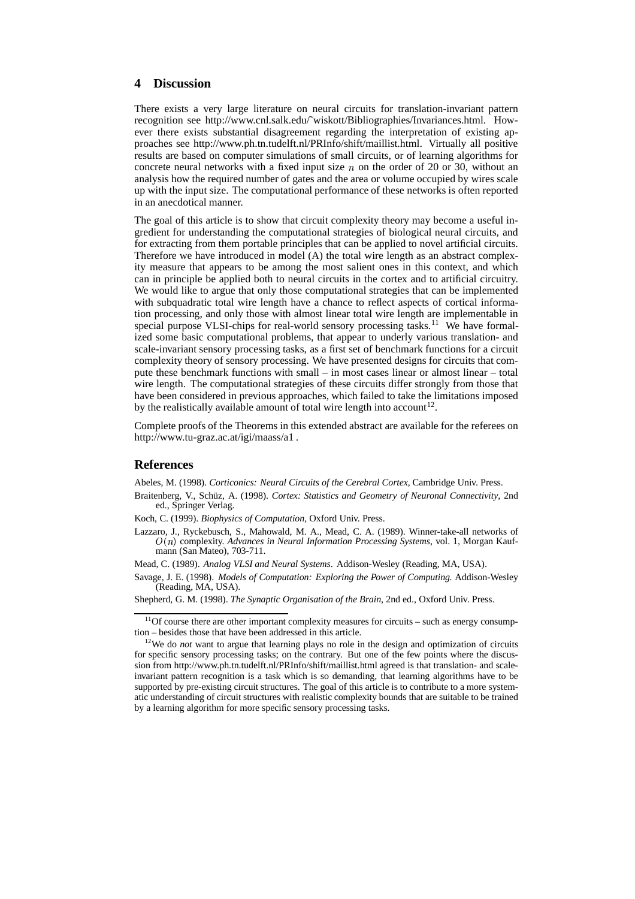## 4 Discussion

There exists a very large literature on neural circuits for translation-invariant pattern recognition see http://www.cnl.salk.edu/~wiskott/Bibliographies/Invariances.html. However there exists substantial disagreement regarding the interpretation of existing approaches see http://www.ph.tn.tudelft.nl/PRInfo/shift/maillist.html. Virtually all positive results are based on computer simulations of small circuits, or of learning algorithms for concrete neural networks with a fixed input size $n$ on the order of 20 or 30, without an analysis how the required number of gates and the area or volume occupied by wires scale up with the input size. The computational performance of these networks is often reported in an anecdotical manner.

The goal of this article is to show that circuit complexity theory may become a useful ingredient for understanding the computational strategies of biological neural circuits, and for extracting from them portable principles that can be applied to novel artificial circuits. Therefore we have introduced in model (A) the total wire length as an abstract complexity measure that appears to be among the most salient ones in this context, and which can in principle be applied both to neural circuits in the cortex and to artificial circuitry. We would like to argue that only those computational strategies that can be implemented with subquadratic total wire length have a chance to reflect aspects of cortical information processing, and only those with almost linear total wire length are implementable in special purpose VLSI-chips for real-world sensory processing tasks.[11] We have formalized some basic computational problems, that appear to underly various translation- and scale-invariant sensory processing tasks, as a first set of benchmark functions for a circuit complexity theory of sensory processing. We have presented designs for circuits that compute these benchmark functions with small – in most cases linear or almost linear – total wire length. The computational strategies of these circuits differ strongly from those that have been considered in previous approaches, which failed to take the limitations imposed by the realistically available amount of total wire length into account[12].

Complete proofs of the Theorems in this extended abstract are available for the referees on http://www.tu-graz.ac.at/igi/maass/a1 .

## References

Abeles, M. (1998). *Corticonics: Neural Circuits of the Cerebral Cortex*, Cambridge Univ. Press.

Braitenberg, V., Schüz, A. (1998). *Cortex: Statistics and Geometry of Neuronal Connectivity*, 2nd ed., Springer Verlag.

Koch, C. (1999). *Biophysics of Computation*, Oxford Univ. Press.

Lazzaro, J., Ryckebusch, S., Mahowald, M. A., Mead, C. A. (1989). Winner-take-all networks of $O(n)$ complexity. *Advances in Neural Information Processing Systems*, vol. 1, Morgan Kaufmann (San Mateo), 703-711.

Mead, C. (1989). *Analog VLSI and Neural Systems*. Addison-Wesley (Reading, MA, USA).

Savage, J. E. (1998). *Models of Computation: Exploring the Power of Computing.* Addison-Wesley (Reading, MA, USA).

Shepherd, G. M. (1998). *The Synaptic Organisation of the Brain*, 2nd ed., Oxford Univ. Press.

---

[11] Of course there are other important complexity measures for circuits – such as energy consumption – besides those that have been addressed in this article.

[12] We do *not* want to argue that learning plays no role in the design and optimization of circuits for specific sensory processing tasks; on the contrary. But one of the few points where the discussion from http://www.ph.tn.tudelft.nl/PRInfo/shift/maillist.html agreed is that translation- and scale-invariant pattern recognition is a task which is so demanding, that learning algorithms have to be supported by pre-existing circuit structures. The goal of this article is to contribute to a more systematic understanding of circuit structures with realistic complexity bounds that are suitable to be trained by a learning algorithm for more specific sensory processing tasks.